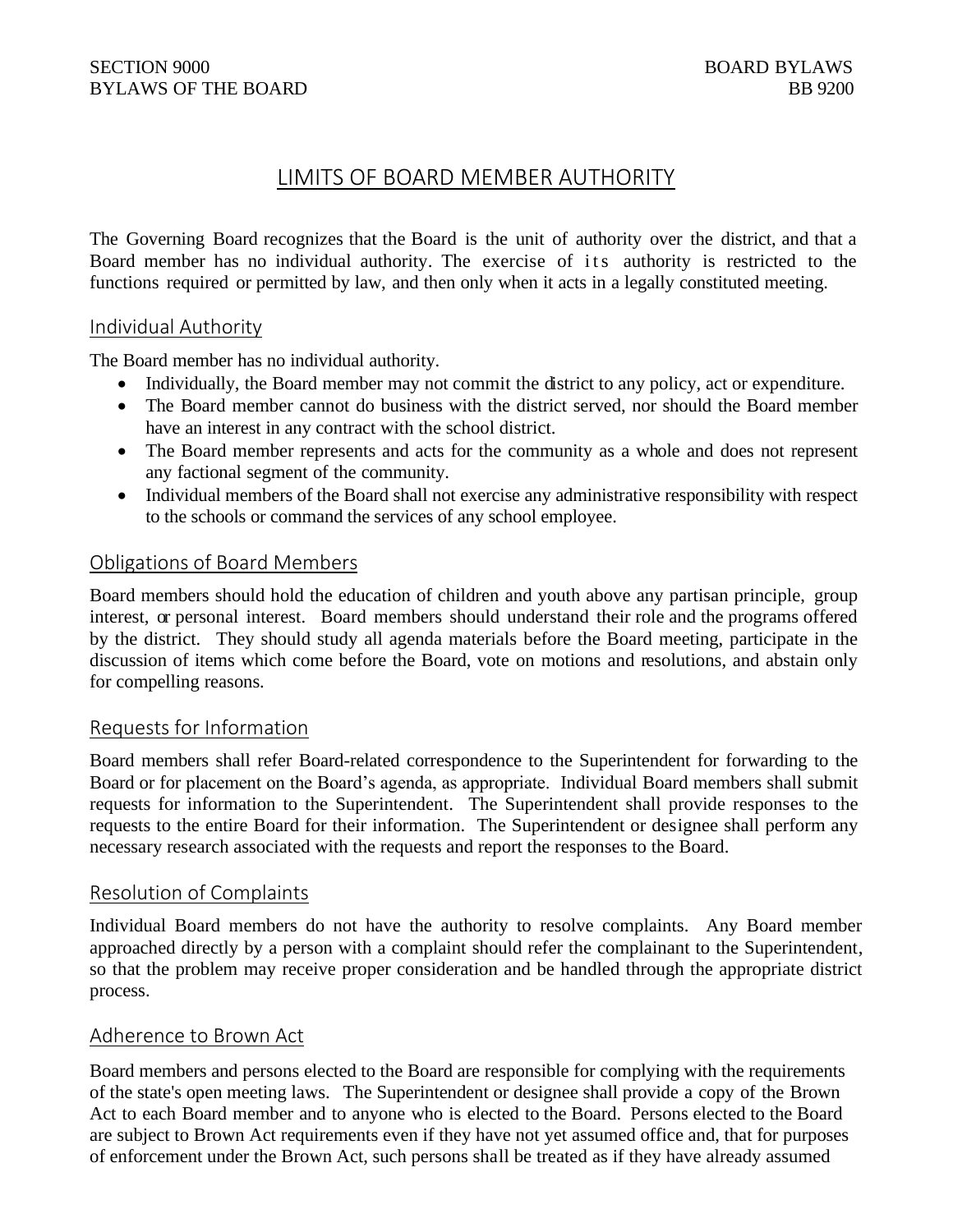SECTION 9000
BYLAWS OF THE BOARD

BOARD BYLAWS
BB 9200

# LIMITS OF BOARD MEMBER AUTHORITY

The Governing Board recognizes that the Board is the unit of authority over the district, and that a Board member has no individual authority. The exercise of its authority is restricted to the functions required or permitted by law, and then only when it acts in a legally constituted meeting.

## Individual Authority

The Board member has no individual authority.

- Individually, the Board member may not commit the district to any policy, act or expenditure.
- The Board member cannot do business with the district served, nor should the Board member have an interest in any contract with the school district.
- The Board member represents and acts for the community as a whole and does not represent any factional segment of the community.
- Individual members of the Board shall not exercise any administrative responsibility with respect to the schools or command the services of any school employee.

## Obligations of Board Members

Board members should hold the education of children and youth above any partisan principle, group interest, or personal interest. Board members should understand their role and the programs offered by the district. They should study all agenda materials before the Board meeting, participate in the discussion of items which come before the Board, vote on motions and resolutions, and abstain only for compelling reasons.

## Requests for Information

Board members shall refer Board-related correspondence to the Superintendent for forwarding to the Board or for placement on the Board's agenda, as appropriate. Individual Board members shall submit requests for information to the Superintendent. The Superintendent shall provide responses to the requests to the entire Board for their information. The Superintendent or designee shall perform any necessary research associated with the requests and report the responses to the Board.

## Resolution of Complaints

Individual Board members do not have the authority to resolve complaints. Any Board member approached directly by a person with a complaint should refer the complainant to the Superintendent, so that the problem may receive proper consideration and be handled through the appropriate district process.

## Adherence to Brown Act

Board members and persons elected to the Board are responsible for complying with the requirements of the state's open meeting laws. The Superintendent or designee shall provide a copy of the Brown Act to each Board member and to anyone who is elected to the Board. Persons elected to the Board are subject to Brown Act requirements even if they have not yet assumed office and, that for purposes of enforcement under the Brown Act, such persons shall be treated as if they have already assumed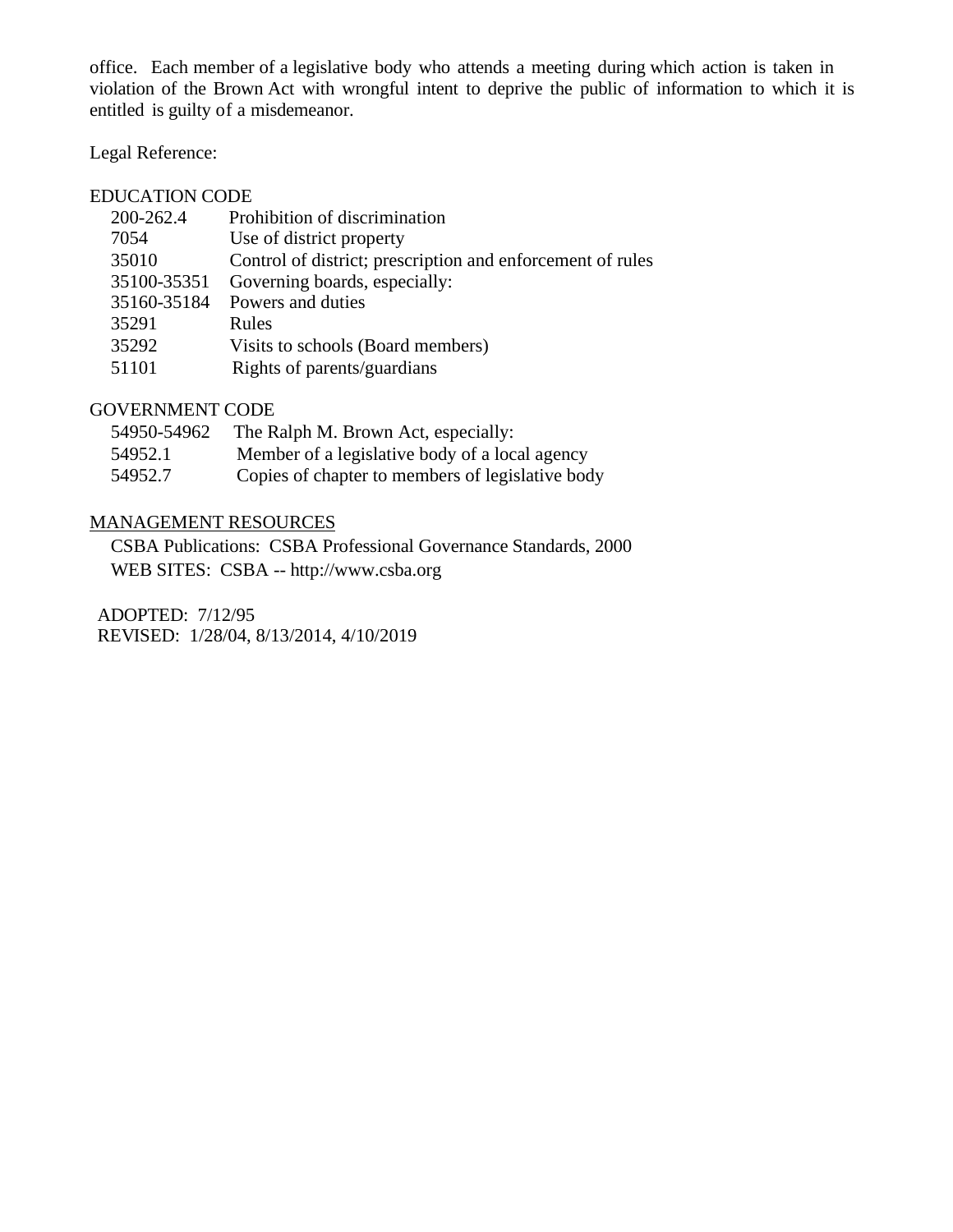office. Each member of a legislative body who attends a meeting during which action is taken in violation of the Brown Act with wrongful intent to deprive the public of information to which it is entitled is guilty of a misdemeanor.

Legal Reference:

EDUCATION CODE

| | |
|---|---|
| 200-262.4 | Prohibition of discrimination |
| 7054 | Use of district property |
| 35010 | Control of district; prescription and enforcement of rules |
| 35100-35351 | Governing boards, especially: |
| 35160-35184 | Powers and duties |
| 35291 | Rules |
| 35292 | Visits to schools (Board members) |
| 51101 | Rights of parents/guardians |

GOVERNMENT CODE

| | |
|---|---|
| 54950-54962 | The Ralph M. Brown Act, especially: |
| 54952.1 | Member of a legislative body of a local agency |
| 54952.7 | Copies of chapter to members of legislative body |

MANAGEMENT RESOURCES

CSBA Publications: CSBA Professional Governance Standards, 2000

WEB SITES: CSBA -- http://www.csba.org

ADOPTED: 7/12/95

REVISED: 1/28/04, 8/13/2014, 4/10/2019